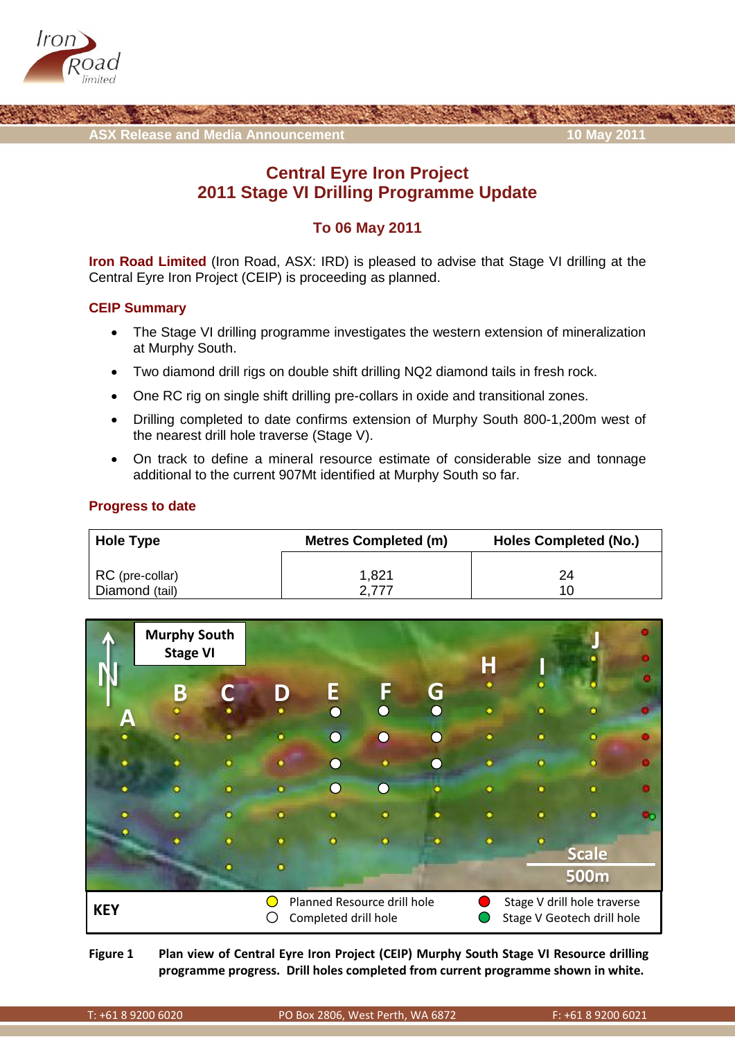ASX Release and Media Announcement

10 May 2011

# Central Eyre Iron Project
# 2011 Stage VI Drilling Programme Update

## To 06 May 2011

**Iron Road Limited** (Iron Road, ASX: IRD) is pleased to advise that Stage VI drilling at the Central Eyre Iron Project (CEIP) is proceeding as planned.

### CEIP Summary

- The Stage VI drilling programme investigates the western extension of mineralization at Murphy South.
- Two diamond drill rigs on double shift drilling NQ2 diamond tails in fresh rock.
- One RC rig on single shift drilling pre-collars in oxide and transitional zones.
- Drilling completed to date confirms extension of Murphy South 800-1,200m west of the nearest drill hole traverse (Stage V).
- On track to define a mineral resource estimate of considerable size and tonnage additional to the current 907Mt identified at Murphy South so far.

### Progress to date

| Hole Type | Metres Completed (m) | Holes Completed (No.) |
|---|---|---|
| RC (pre-collar) | 1,821 | 24 |
| Diamond (tail) | 2,777 | 10 |

**Figure 1** **Plan view of Central Eyre Iron Project (CEIP) Murphy South Stage VI Resource drilling programme progress. Drill holes completed from current programme shown in white.**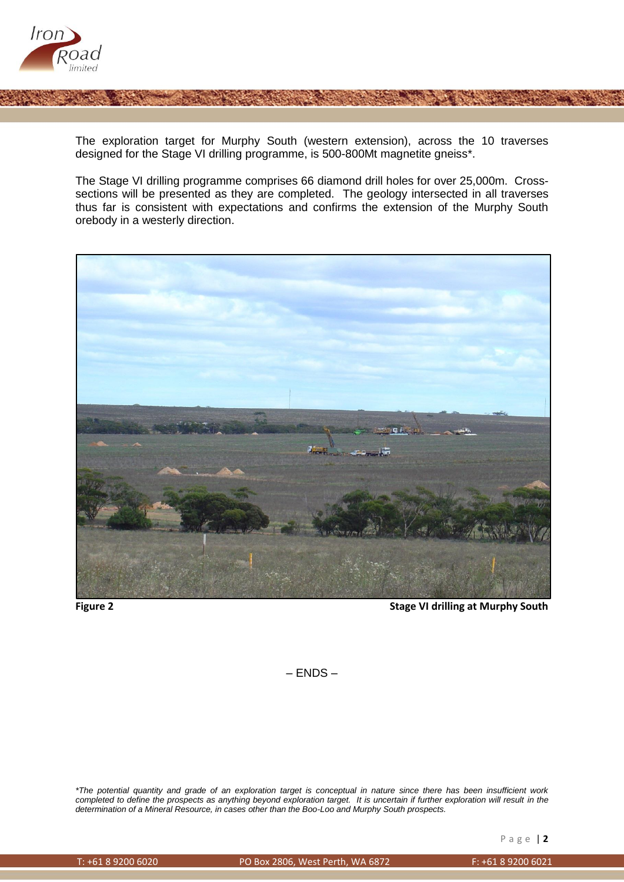The exploration target for Murphy South (western extension), across the 10 traverses designed for the Stage VI drilling programme, is 500-800Mt magnetite gneiss*.

The Stage VI drilling programme comprises 66 diamond drill holes for over 25,000m. Cross-sections will be presented as they are completed. The geology intersected in all traverses thus far is consistent with expectations and confirms the extension of the Murphy South orebody in a westerly direction.

**Figure 2** **Stage VI drilling at Murphy South**

– ENDS –

*\*The potential quantity and grade of an exploration target is conceptual in nature since there has been insufficient work completed to define the prospects as anything beyond exploration target. It is uncertain if further exploration will result in the determination of a Mineral Resource, in cases other than the Boo-Loo and Murphy South prospects.*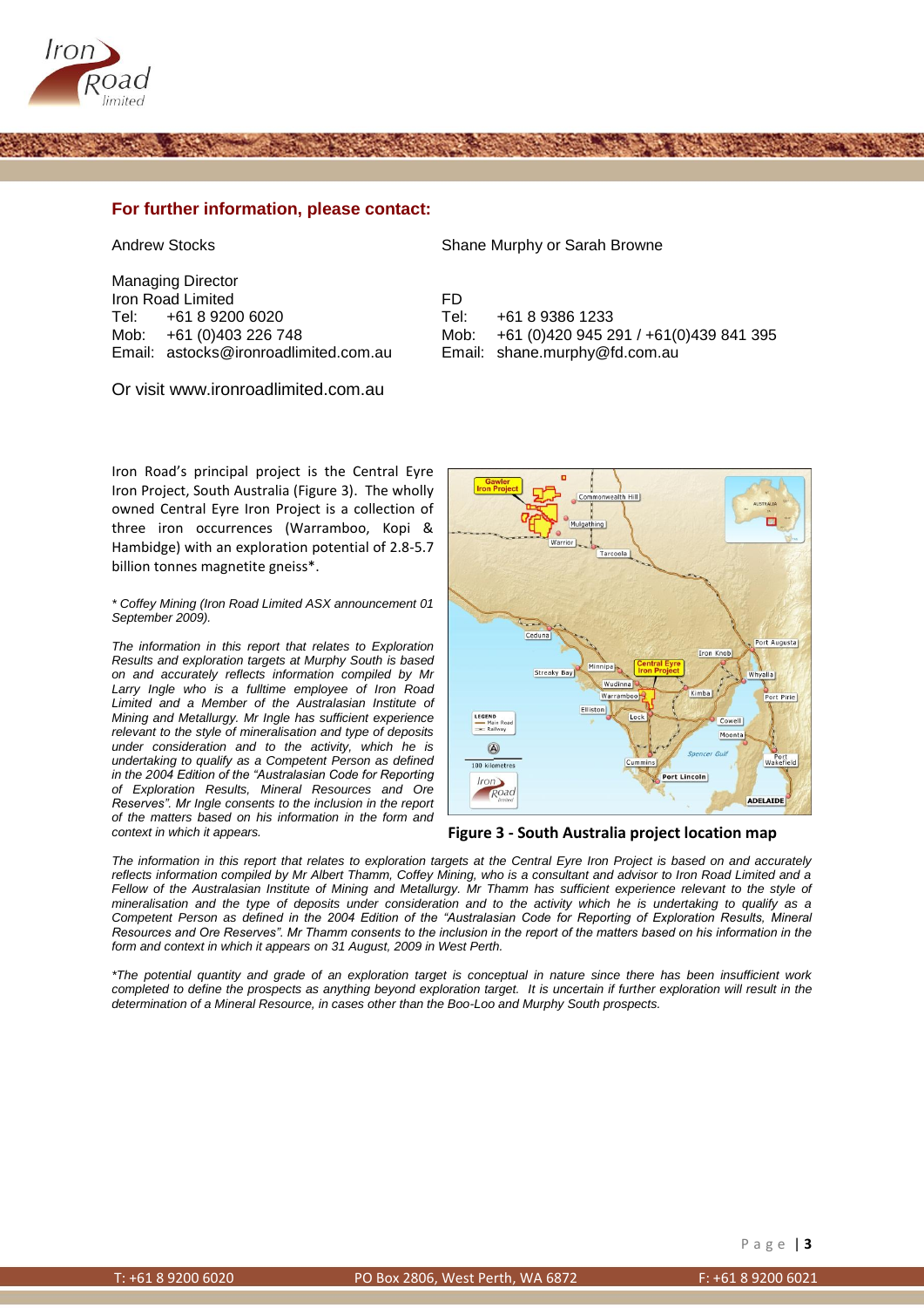## For further information, please contact:

Andrew Stocks

Managing Director
Iron Road Limited
Tel: +61 8 9200 6020
Mob: +61 (0)403 226 748
Email: astocks@ironroadlimited.com.au

Shane Murphy or Sarah Browne

FD
Tel: +61 8 9386 1233
Mob: +61 (0)420 945 291 / +61(0)439 841 395
Email: shane.murphy@fd.com.au

Or visit www.ironroadlimited.com.au

Iron Road's principal project is the Central Eyre Iron Project, South Australia (Figure 3). The wholly owned Central Eyre Iron Project is a collection of three iron occurrences (Warramboo, Kopi & Hambidge) with an exploration potential of 2.8-5.7 billion tonnes magnetite gneiss*.

*\* Coffey Mining (Iron Road Limited ASX announcement 01 September 2009).*

*The information in this report that relates to Exploration Results and exploration targets at Murphy South is based on and accurately reflects information compiled by Mr Larry Ingle who is a fulltime employee of Iron Road Limited and a Member of the Australasian Institute of Mining and Metallurgy. Mr Ingle has sufficient experience relevant to the style of mineralisation and type of deposits under consideration and to the activity, which he is undertaking to qualify as a Competent Person as defined in the 2004 Edition of the "Australasian Code for Reporting of Exploration Results, Mineral Resources and Ore Reserves". Mr Ingle consents to the inclusion in the report of the matters based on his information in the form and context in which it appears.*

Gawler Iron Project
Commonwealth Hill
Mulgathing
Warrior
Tarcoola
AUSTRALIA
Ceduna
Port Augusta
Iron Knob
Minnipa
Central Eyre Iron Project
Whyalla
Streaky Bay
Wudinna
Warramboo
Kimba
Port Pirie
Elliston
Lock
Cowell
Moonta
LEGEND
Main Road
Railway
Spencer Gulf
100 kilometres
Cummins
Port Wakefield
Port Lincoln
ADELAIDE

**Figure 3 - South Australia project location map**

*The information in this report that relates to exploration targets at the Central Eyre Iron Project is based on and accurately reflects information compiled by Mr Albert Thamm, Coffey Mining, who is a consultant and advisor to Iron Road Limited and a Fellow of the Australasian Institute of Mining and Metallurgy. Mr Thamm has sufficient experience relevant to the style of mineralisation and the type of deposits under consideration and to the activity which he is undertaking to qualify as a Competent Person as defined in the 2004 Edition of the "Australasian Code for Reporting of Exploration Results, Mineral Resources and Ore Reserves". Mr Thamm consents to the inclusion in the report of the matters based on his information in the form and context in which it appears on 31 August, 2009 in West Perth.*

*\*The potential quantity and grade of an exploration target is conceptual in nature since there has been insufficient work completed to define the prospects as anything beyond exploration target. It is uncertain if further exploration will result in the determination of a Mineral Resource, in cases other than the Boo-Loo and Murphy South prospects.*